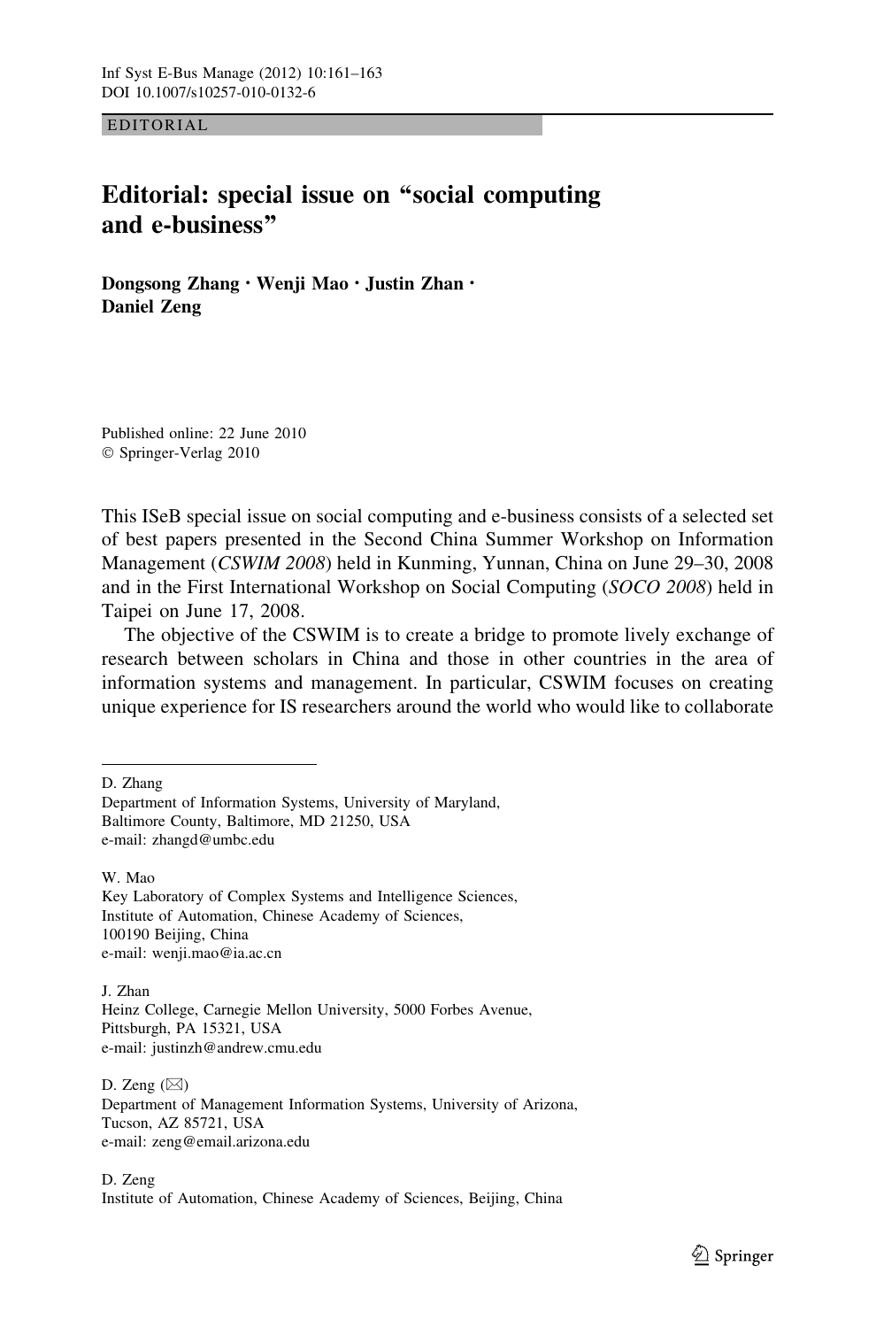EDITORIAL

# Editorial: special issue on "social computing and e-business"

**Dongsong Zhang · Wenji Mao · Justin Zhan · Daniel Zeng**

Published online: 22 June 2010
© Springer-Verlag 2010

This ISeB special issue on social computing and e-business consists of a selected set of best papers presented in the Second China Summer Workshop on Information Management (*CSWIM 2008*) held in Kunming, Yunnan, China on June 29–30, 2008 and in the First International Workshop on Social Computing (*SOCO 2008*) held in Taipei on June 17, 2008.

The objective of the CSWIM is to create a bridge to promote lively exchange of research between scholars in China and those in other countries in the area of information systems and management. In particular, CSWIM focuses on creating unique experience for IS researchers around the world who would like to collaborate

---

D. Zhang
Department of Information Systems, University of Maryland, Baltimore County, Baltimore, MD 21250, USA
e-mail: zhangd@umbc.edu

W. Mao
Key Laboratory of Complex Systems and Intelligence Sciences, Institute of Automation, Chinese Academy of Sciences, 100190 Beijing, China
e-mail: wenji.mao@ia.ac.cn

J. Zhan
Heinz College, Carnegie Mellon University, 5000 Forbes Avenue, Pittsburgh, PA 15321, USA
e-mail: justinzh@andrew.cmu.edu

D. Zeng (✉)
Department of Management Information Systems, University of Arizona, Tucson, AZ 85721, USA
e-mail: zeng@email.arizona.edu

D. Zeng
Institute of Automation, Chinese Academy of Sciences, Beijing, China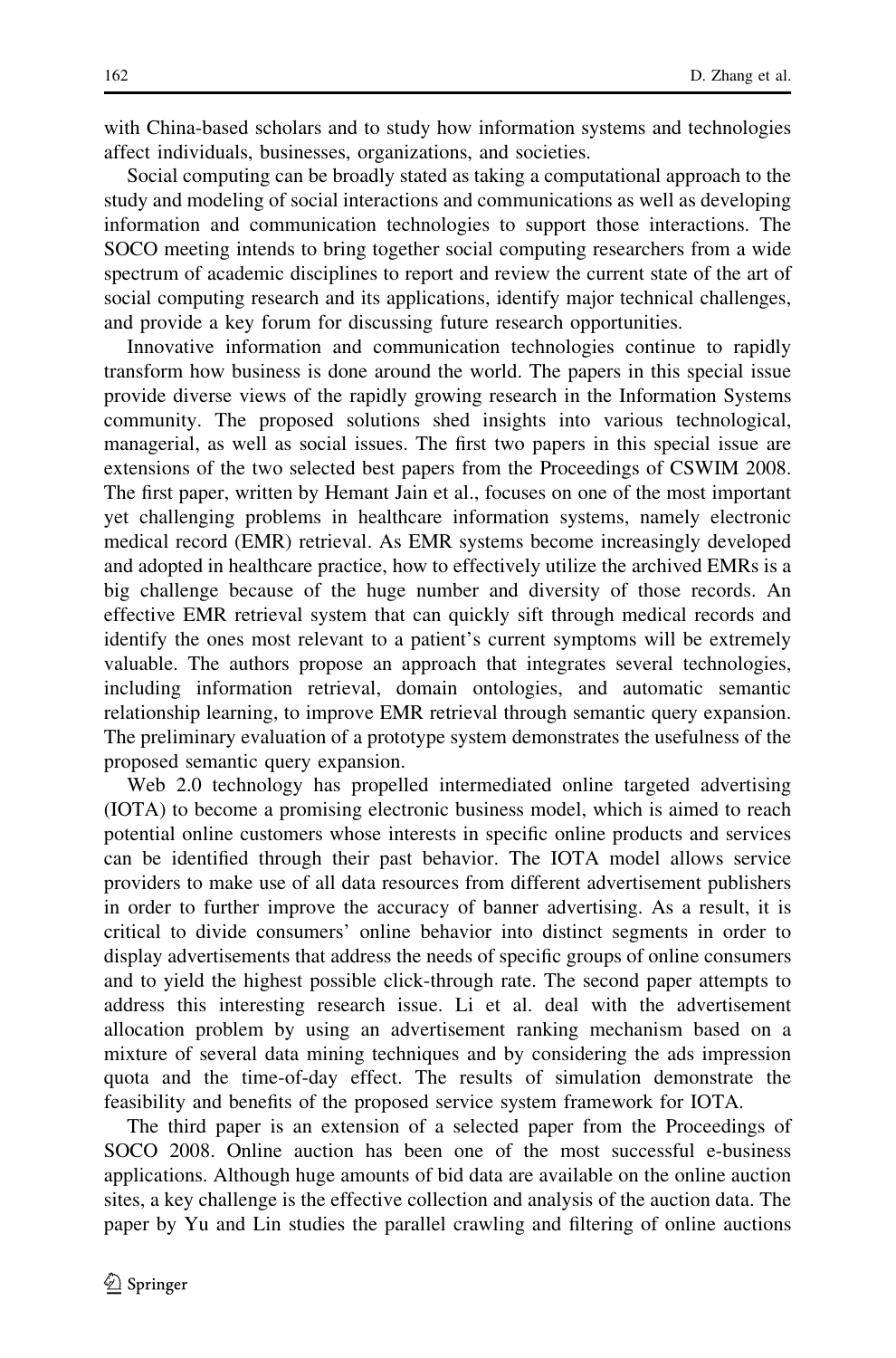with China-based scholars and to study how information systems and technologies affect individuals, businesses, organizations, and societies.

Social computing can be broadly stated as taking a computational approach to the study and modeling of social interactions and communications as well as developing information and communication technologies to support those interactions. The SOCO meeting intends to bring together social computing researchers from a wide spectrum of academic disciplines to report and review the current state of the art of social computing research and its applications, identify major technical challenges, and provide a key forum for discussing future research opportunities.

Innovative information and communication technologies continue to rapidly transform how business is done around the world. The papers in this special issue provide diverse views of the rapidly growing research in the Information Systems community. The proposed solutions shed insights into various technological, managerial, as well as social issues. The first two papers in this special issue are extensions of the two selected best papers from the Proceedings of CSWIM 2008. The first paper, written by Hemant Jain et al., focuses on one of the most important yet challenging problems in healthcare information systems, namely electronic medical record (EMR) retrieval. As EMR systems become increasingly developed and adopted in healthcare practice, how to effectively utilize the archived EMRs is a big challenge because of the huge number and diversity of those records. An effective EMR retrieval system that can quickly sift through medical records and identify the ones most relevant to a patient's current symptoms will be extremely valuable. The authors propose an approach that integrates several technologies, including information retrieval, domain ontologies, and automatic semantic relationship learning, to improve EMR retrieval through semantic query expansion. The preliminary evaluation of a prototype system demonstrates the usefulness of the proposed semantic query expansion.

Web 2.0 technology has propelled intermediated online targeted advertising (IOTA) to become a promising electronic business model, which is aimed to reach potential online customers whose interests in specific online products and services can be identified through their past behavior. The IOTA model allows service providers to make use of all data resources from different advertisement publishers in order to further improve the accuracy of banner advertising. As a result, it is critical to divide consumers' online behavior into distinct segments in order to display advertisements that address the needs of specific groups of online consumers and to yield the highest possible click-through rate. The second paper attempts to address this interesting research issue. Li et al. deal with the advertisement allocation problem by using an advertisement ranking mechanism based on a mixture of several data mining techniques and by considering the ads impression quota and the time-of-day effect. The results of simulation demonstrate the feasibility and benefits of the proposed service system framework for IOTA.

The third paper is an extension of a selected paper from the Proceedings of SOCO 2008. Online auction has been one of the most successful e-business applications. Although huge amounts of bid data are available on the online auction sites, a key challenge is the effective collection and analysis of the auction data. The paper by Yu and Lin studies the parallel crawling and filtering of online auctions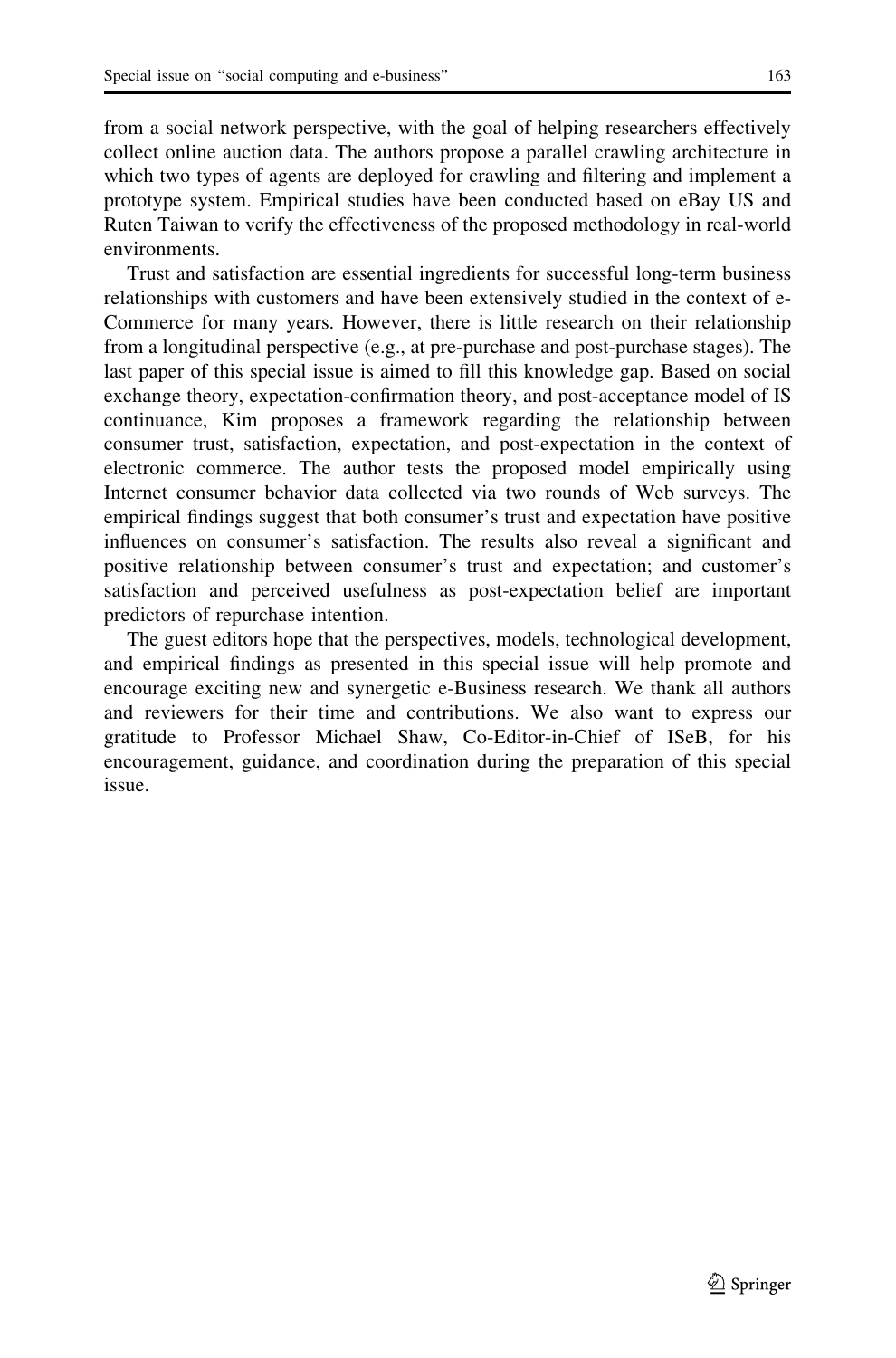from a social network perspective, with the goal of helping researchers effectively collect online auction data. The authors propose a parallel crawling architecture in which two types of agents are deployed for crawling and filtering and implement a prototype system. Empirical studies have been conducted based on eBay US and Ruten Taiwan to verify the effectiveness of the proposed methodology in real-world environments.

Trust and satisfaction are essential ingredients for successful long-term business relationships with customers and have been extensively studied in the context of e-Commerce for many years. However, there is little research on their relationship from a longitudinal perspective (e.g., at pre-purchase and post-purchase stages). The last paper of this special issue is aimed to fill this knowledge gap. Based on social exchange theory, expectation-confirmation theory, and post-acceptance model of IS continuance, Kim proposes a framework regarding the relationship between consumer trust, satisfaction, expectation, and post-expectation in the context of electronic commerce. The author tests the proposed model empirically using Internet consumer behavior data collected via two rounds of Web surveys. The empirical findings suggest that both consumer's trust and expectation have positive influences on consumer's satisfaction. The results also reveal a significant and positive relationship between consumer's trust and expectation; and customer's satisfaction and perceived usefulness as post-expectation belief are important predictors of repurchase intention.

The guest editors hope that the perspectives, models, technological development, and empirical findings as presented in this special issue will help promote and encourage exciting new and synergetic e-Business research. We thank all authors and reviewers for their time and contributions. We also want to express our gratitude to Professor Michael Shaw, Co-Editor-in-Chief of ISeB, for his encouragement, guidance, and coordination during the preparation of this special issue.